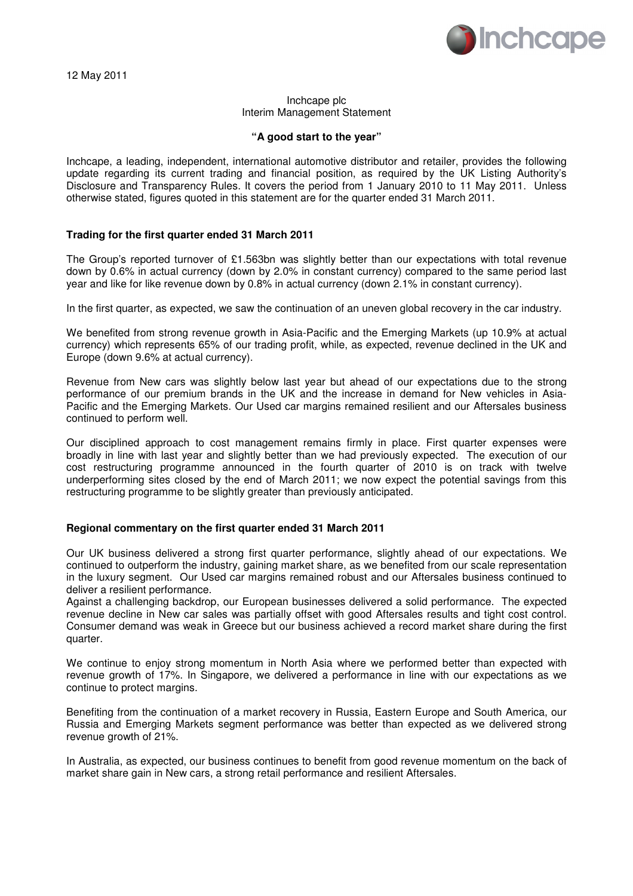12 May 2011

Inchcape plc
Interim Management Statement

**"A good start to the year"**

Inchcape, a leading, independent, international automotive distributor and retailer, provides the following update regarding its current trading and financial position, as required by the UK Listing Authority's Disclosure and Transparency Rules. It covers the period from 1 January 2010 to 11 May 2011. Unless otherwise stated, figures quoted in this statement are for the quarter ended 31 March 2011.

### Trading for the first quarter ended 31 March 2011

The Group's reported turnover of £1.563bn was slightly better than our expectations with total revenue down by 0.6% in actual currency (down by 2.0% in constant currency) compared to the same period last year and like for like revenue down by 0.8% in actual currency (down 2.1% in constant currency).

In the first quarter, as expected, we saw the continuation of an uneven global recovery in the car industry.

We benefited from strong revenue growth in Asia-Pacific and the Emerging Markets (up 10.9% at actual currency) which represents 65% of our trading profit, while, as expected, revenue declined in the UK and Europe (down 9.6% at actual currency).

Revenue from New cars was slightly below last year but ahead of our expectations due to the strong performance of our premium brands in the UK and the increase in demand for New vehicles in Asia-Pacific and the Emerging Markets. Our Used car margins remained resilient and our Aftersales business continued to perform well.

Our disciplined approach to cost management remains firmly in place. First quarter expenses were broadly in line with last year and slightly better than we had previously expected. The execution of our cost restructuring programme announced in the fourth quarter of 2010 is on track with twelve underperforming sites closed by the end of March 2011; we now expect the potential savings from this restructuring programme to be slightly greater than previously anticipated.

### Regional commentary on the first quarter ended 31 March 2011

Our UK business delivered a strong first quarter performance, slightly ahead of our expectations. We continued to outperform the industry, gaining market share, as we benefited from our scale representation in the luxury segment. Our Used car margins remained robust and our Aftersales business continued to deliver a resilient performance.

Against a challenging backdrop, our European businesses delivered a solid performance. The expected revenue decline in New car sales was partially offset with good Aftersales results and tight cost control. Consumer demand was weak in Greece but our business achieved a record market share during the first quarter.

We continue to enjoy strong momentum in North Asia where we performed better than expected with revenue growth of 17%. In Singapore, we delivered a performance in line with our expectations as we continue to protect margins.

Benefiting from the continuation of a market recovery in Russia, Eastern Europe and South America, our Russia and Emerging Markets segment performance was better than expected as we delivered strong revenue growth of 21%.

In Australia, as expected, our business continues to benefit from good revenue momentum on the back of market share gain in New cars, a strong retail performance and resilient Aftersales.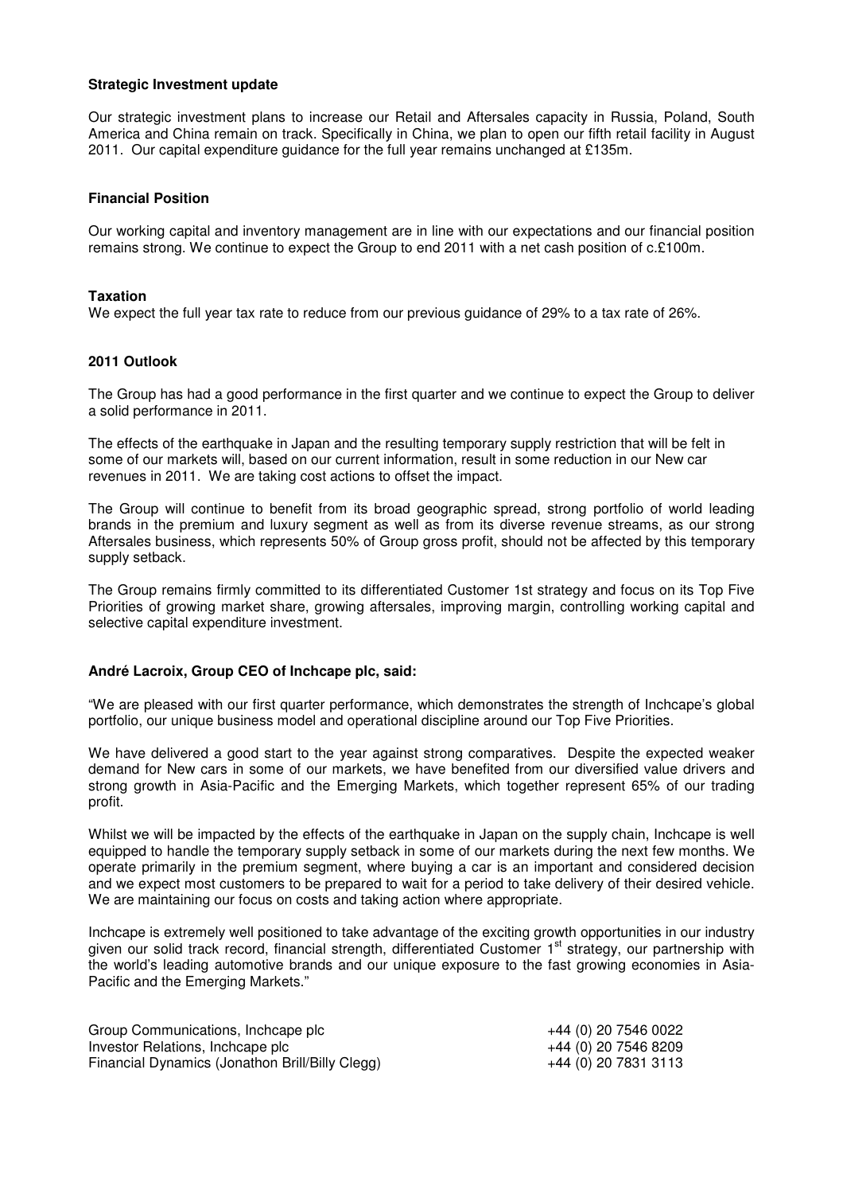**Strategic Investment update**

Our strategic investment plans to increase our Retail and Aftersales capacity in Russia, Poland, South America and China remain on track. Specifically in China, we plan to open our fifth retail facility in August 2011. Our capital expenditure guidance for the full year remains unchanged at £135m.

**Financial Position**

Our working capital and inventory management are in line with our expectations and our financial position remains strong. We continue to expect the Group to end 2011 with a net cash position of c.£100m.

**Taxation**

We expect the full year tax rate to reduce from our previous guidance of 29% to a tax rate of 26%.

**2011 Outlook**

The Group has had a good performance in the first quarter and we continue to expect the Group to deliver a solid performance in 2011.

The effects of the earthquake in Japan and the resulting temporary supply restriction that will be felt in some of our markets will, based on our current information, result in some reduction in our New car revenues in 2011. We are taking cost actions to offset the impact.

The Group will continue to benefit from its broad geographic spread, strong portfolio of world leading brands in the premium and luxury segment as well as from its diverse revenue streams, as our strong Aftersales business, which represents 50% of Group gross profit, should not be affected by this temporary supply setback.

The Group remains firmly committed to its differentiated Customer 1st strategy and focus on its Top Five Priorities of growing market share, growing aftersales, improving margin, controlling working capital and selective capital expenditure investment.

**André Lacroix, Group CEO of Inchcape plc, said:**

"We are pleased with our first quarter performance, which demonstrates the strength of Inchcape's global portfolio, our unique business model and operational discipline around our Top Five Priorities.

We have delivered a good start to the year against strong comparatives. Despite the expected weaker demand for New cars in some of our markets, we have benefited from our diversified value drivers and strong growth in Asia-Pacific and the Emerging Markets, which together represent 65% of our trading profit.

Whilst we will be impacted by the effects of the earthquake in Japan on the supply chain, Inchcape is well equipped to handle the temporary supply setback in some of our markets during the next few months. We operate primarily in the premium segment, where buying a car is an important and considered decision and we expect most customers to be prepared to wait for a period to take delivery of their desired vehicle. We are maintaining our focus on costs and taking action where appropriate.

Inchcape is extremely well positioned to take advantage of the exciting growth opportunities in our industry given our solid track record, financial strength, differentiated Customer 1st strategy, our partnership with the world's leading automotive brands and our unique exposure to the fast growing economies in Asia-Pacific and the Emerging Markets."

| | |
|---|---|
| Group Communications, Inchcape plc | +44 (0) 20 7546 0022 |
| Investor Relations, Inchcape plc | +44 (0) 20 7546 8209 |
| Financial Dynamics (Jonathon Brill/Billy Clegg) | +44 (0) 20 7831 3113 |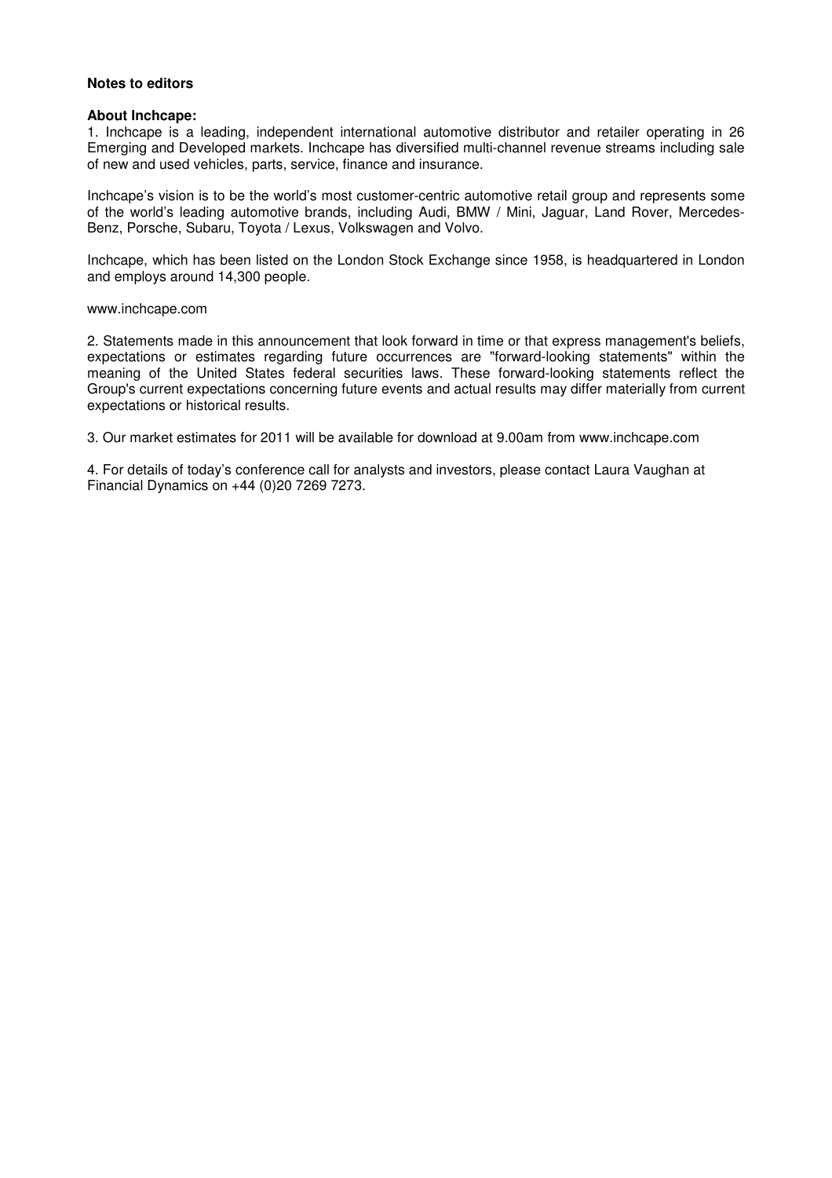**Notes to editors**

**About Inchcape:**

1. Inchcape is a leading, independent international automotive distributor and retailer operating in 26 Emerging and Developed markets. Inchcape has diversified multi-channel revenue streams including sale of new and used vehicles, parts, service, finance and insurance.

Inchcape's vision is to be the world's most customer-centric automotive retail group and represents some of the world's leading automotive brands, including Audi, BMW / Mini, Jaguar, Land Rover, Mercedes-Benz, Porsche, Subaru, Toyota / Lexus, Volkswagen and Volvo.

Inchcape, which has been listed on the London Stock Exchange since 1958, is headquartered in London and employs around 14,300 people.

www.inchcape.com

2. Statements made in this announcement that look forward in time or that express management's beliefs, expectations or estimates regarding future occurrences are "forward-looking statements" within the meaning of the United States federal securities laws. These forward-looking statements reflect the Group's current expectations concerning future events and actual results may differ materially from current expectations or historical results.

3. Our market estimates for 2011 will be available for download at 9.00am from www.inchcape.com

4. For details of today's conference call for analysts and investors, please contact Laura Vaughan at Financial Dynamics on +44 (0)20 7269 7273.